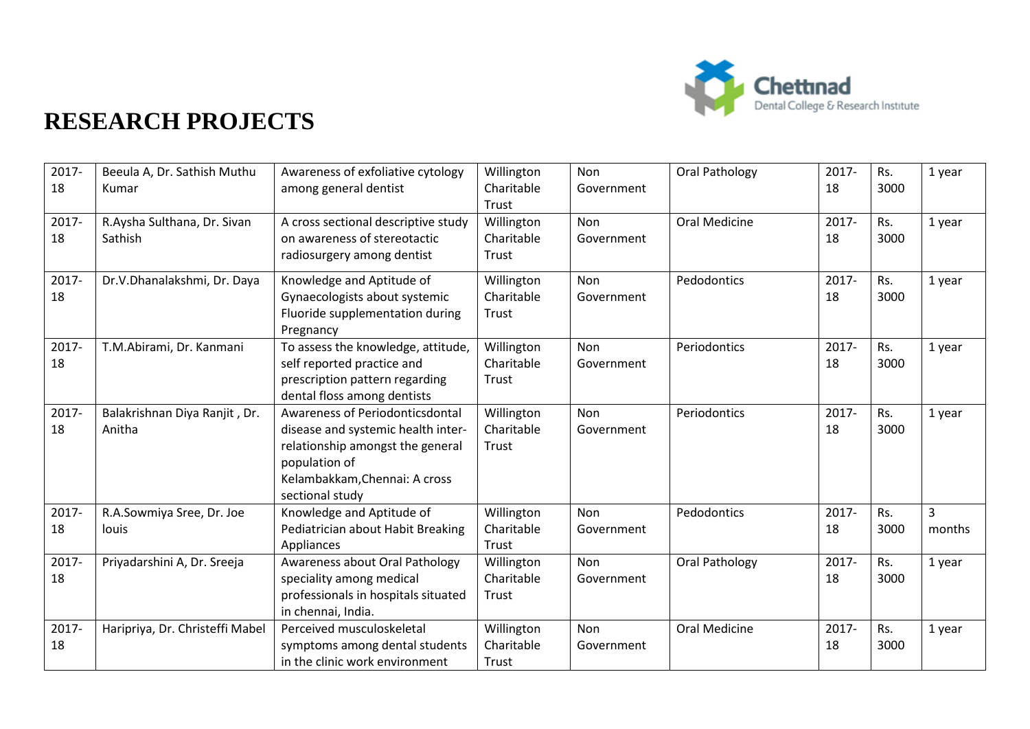# RESEARCH PROJECTS

| 2017-18 | Beeula A, Dr. Sathish Muthu Kumar | Awareness of exfoliative cytology among general dentist | Willington Charitable Trust | Non Government | Oral Pathology | 2017-18 | Rs. 3000 | 1 year |
|---|---|---|---|---|---|---|---|---|
| 2017-18 | R.Aysha Sulthana, Dr. Sivan Sathish | A cross sectional descriptive study on awareness of stereotactic radiosurgery among dentist | Willington Charitable Trust | Non Government | Oral Medicine | 2017-18 | Rs. 3000 | 1 year |
| 2017-18 | Dr.V.Dhanalakshmi, Dr. Daya | Knowledge and Aptitude of Gynaecologists about systemic Fluoride supplementation during Pregnancy | Willington Charitable Trust | Non Government | Pedodontics | 2017-18 | Rs. 3000 | 1 year |
| 2017-18 | T.M.Abirami, Dr. Kanmani | To assess the knowledge, attitude, self reported practice and prescription pattern regarding dental floss among dentists | Willington Charitable Trust | Non Government | Periodontics | 2017-18 | Rs. 3000 | 1 year |
| 2017-18 | Balakrishnan Diya Ranjit , Dr. Anitha | Awareness of Periodonticsdontal disease and systemic health inter-relationship amongst the general population of Kelambakkam,Chennai: A cross sectional study | Willington Charitable Trust | Non Government | Periodontics | 2017-18 | Rs. 3000 | 1 year |
| 2017-18 | R.A.Sowmiya Sree, Dr. Joe louis | Knowledge and Aptitude of Pediatrician about Habit Breaking Appliances | Willington Charitable Trust | Non Government | Pedodontics | 2017-18 | Rs. 3000 | 3 months |
| 2017-18 | Priyadarshini A, Dr. Sreeja | Awareness about Oral Pathology speciality among medical professionals in hospitals situated in chennai, India. | Willington Charitable Trust | Non Government | Oral Pathology | 2017-18 | Rs. 3000 | 1 year |
| 2017-18 | Haripriya, Dr. Christeffi Mabel | Perceived musculoskeletal symptoms among dental students in the clinic work environment | Willington Charitable Trust | Non Government | Oral Medicine | 2017-18 | Rs. 3000 | 1 year |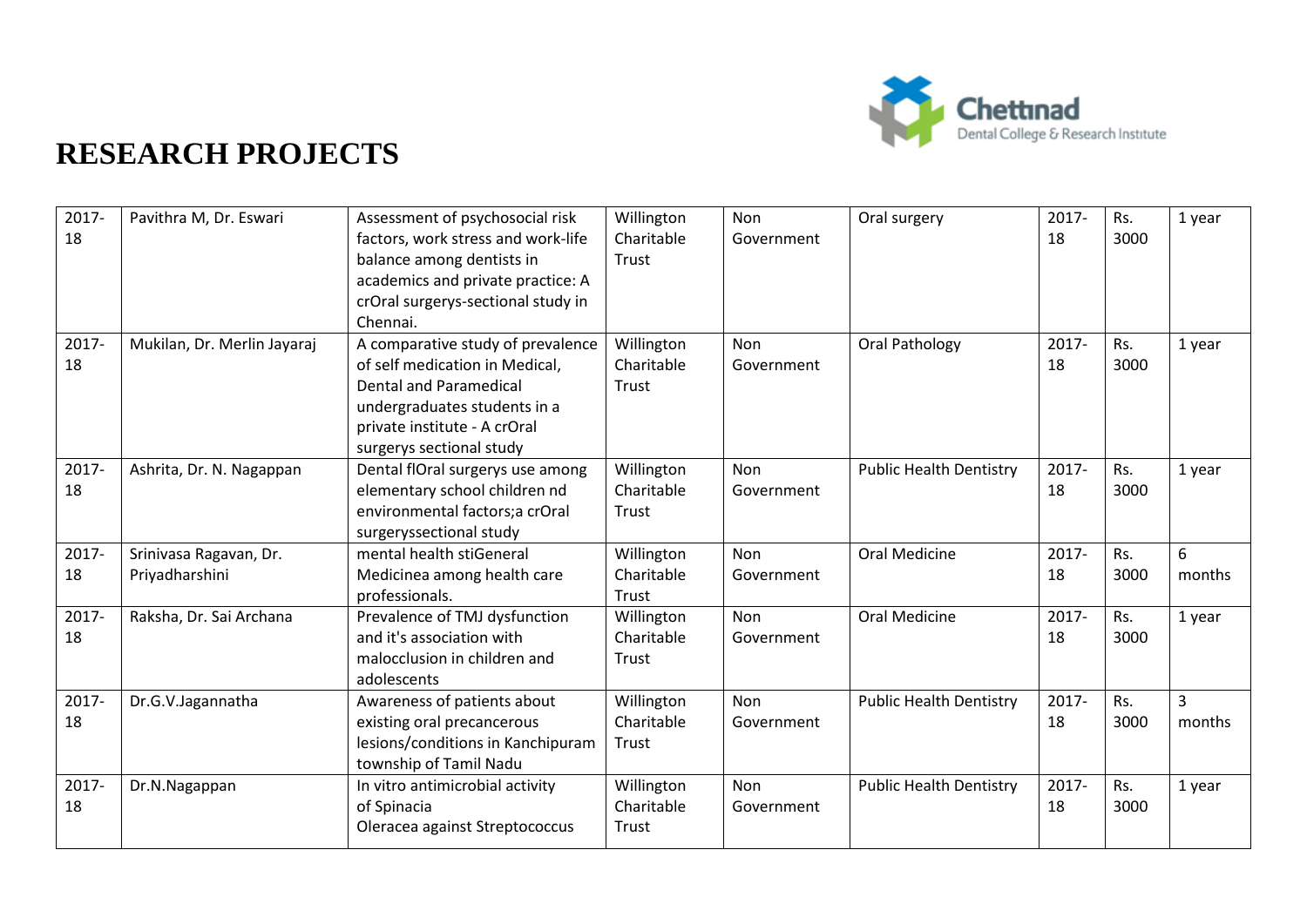# RESEARCH PROJECTS

| | | | | | | | | |
|---|---|---|---|---|---|---|---|---|
| 2017-18 | Pavithra M, Dr. Eswari | Assessment of psychosocial risk factors, work stress and work-life balance among dentists in academics and private practice: A crOral surgerys-sectional study in Chennai. | Willington Charitable Trust | Non Government | Oral surgery | 2017-18 | Rs. 3000 | 1 year |
| 2017-18 | Mukilan, Dr. Merlin Jayaraj | A comparative study of prevalence of self medication in Medical, Dental and Paramedical undergraduates students in a private institute - A crOral surgerys sectional study | Willington Charitable Trust | Non Government | Oral Pathology | 2017-18 | Rs. 3000 | 1 year |
| 2017-18 | Ashrita, Dr. N. Nagappan | Dental flOral surgerys use among elementary school children nd environmental factors;a crOral surgeryssectional study | Willington Charitable Trust | Non Government | Public Health Dentistry | 2017-18 | Rs. 3000 | 1 year |
| 2017-18 | Srinivasa Ragavan, Dr. Priyadharshini | mental health stiGeneral Medicinea among health care professionals. | Willington Charitable Trust | Non Government | Oral Medicine | 2017-18 | Rs. 3000 | 6 months |
| 2017-18 | Raksha, Dr. Sai Archana | Prevalence of TMJ dysfunction and it's association with malocclusion in children and adolescents | Willington Charitable Trust | Non Government | Oral Medicine | 2017-18 | Rs. 3000 | 1 year |
| 2017-18 | Dr.G.V.Jagannatha | Awareness of patients about existing oral precancerous lesions/conditions in Kanchipuram township of Tamil Nadu | Willington Charitable Trust | Non Government | Public Health Dentistry | 2017-18 | Rs. 3000 | 3 months |
| 2017-18 | Dr.N.Nagappan | In vitro antimicrobial activity of Spinacia Oleracea against Streptococcus | Willington Charitable Trust | Non Government | Public Health Dentistry | 2017-18 | Rs. 3000 | 1 year |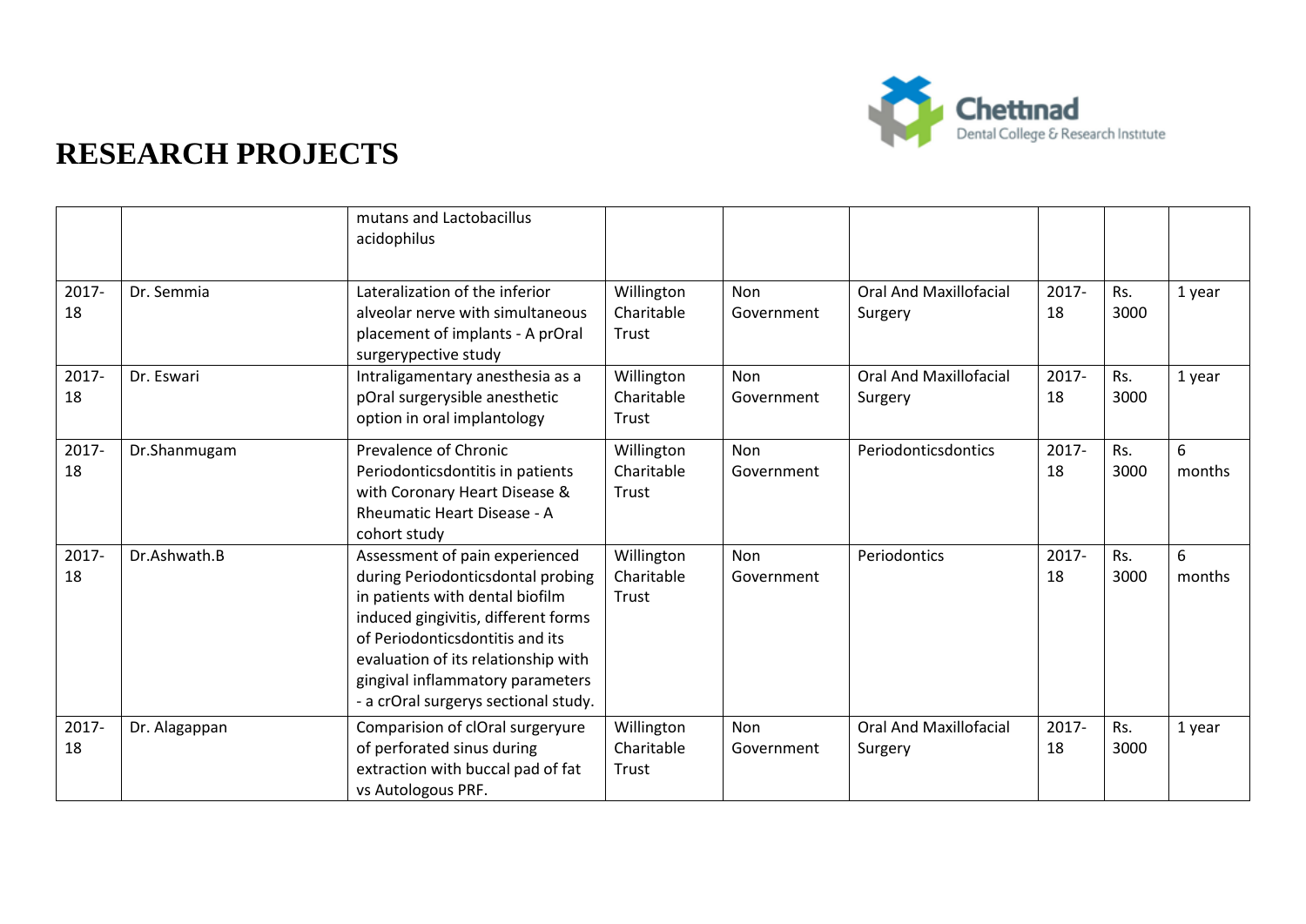# RESEARCH PROJECTS

| | | | | | | | | |
|---|---|---|---|---|---|---|---|---|
| | | mutans and Lactobacillus acidophilus | | | | | | |
| 2017-18 | Dr. Semmia | Lateralization of the inferior alveolar nerve with simultaneous placement of implants - A prOral surgerypective study | Willington Charitable Trust | Non Government | Oral And Maxillofacial Surgery | 2017-18 | Rs. 3000 | 1 year |
| 2017-18 | Dr. Eswari | Intraligamentary anesthesia as a pOral surgerysible anesthetic option in oral implantology | Willington Charitable Trust | Non Government | Oral And Maxillofacial Surgery | 2017-18 | Rs. 3000 | 1 year |
| 2017-18 | Dr.Shanmugam | Prevalence of Chronic Periodonticsdontitis in patients with Coronary Heart Disease & Rheumatic Heart Disease - A cohort study | Willington Charitable Trust | Non Government | Periodonticsdontics | 2017-18 | Rs. 3000 | 6 months |
| 2017-18 | Dr.Ashwath.B | Assessment of pain experienced during Periodonticsdontal probing in patients with dental biofilm induced gingivitis, different forms of Periodonticsdontitis and its evaluation of its relationship with gingival inflammatory parameters - a crOral surgerys sectional study. | Willington Charitable Trust | Non Government | Periodontics | 2017-18 | Rs. 3000 | 6 months |
| 2017-18 | Dr. Alagappan | Comparision of clOral surgeryure of perforated sinus during extraction with buccal pad of fat vs Autologous PRF. | Willington Charitable Trust | Non Government | Oral And Maxillofacial Surgery | 2017-18 | Rs. 3000 | 1 year |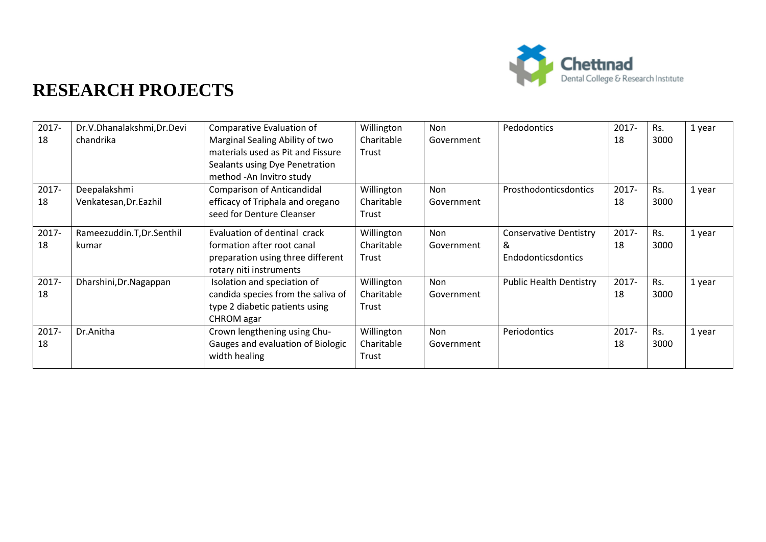# RESEARCH PROJECTS

| | | | | | | | | |
|---|---|---|---|---|---|---|---|---|
| 2017-18 | Dr.V.Dhanalakshmi,Dr.Devi chandrika | Comparative Evaluation of Marginal Sealing Ability of two materials used as Pit and Fissure Sealants using Dye Penetration method -An Invitro study | Willington Charitable Trust | Non Government | Pedodontics | 2017-18 | Rs. 3000 | 1 year |
| 2017-18 | Deepalakshmi Venkatesan,Dr.Eazhil | Comparison of Anticandidal efficacy of Triphala and oregano seed for Denture Cleanser | Willington Charitable Trust | Non Government | Prosthodonticsdontics | 2017-18 | Rs. 3000 | 1 year |
| 2017-18 | Rameezuddin.T,Dr.Senthil kumar | Evaluation of dentinal crack formation after root canal preparation using three different rotary niti instruments | Willington Charitable Trust | Non Government | Conservative Dentistry & Endodonticsdontics | 2017-18 | Rs. 3000 | 1 year |
| 2017-18 | Dharshini,Dr.Nagappan | Isolation and speciation of candida species from the saliva of type 2 diabetic patients using CHROM agar | Willington Charitable Trust | Non Government | Public Health Dentistry | 2017-18 | Rs. 3000 | 1 year |
| 2017-18 | Dr.Anitha | Crown lengthening using Chu-Gauges and evaluation of Biologic width healing | Willington Charitable Trust | Non Government | Periodontics | 2017-18 | Rs. 3000 | 1 year |